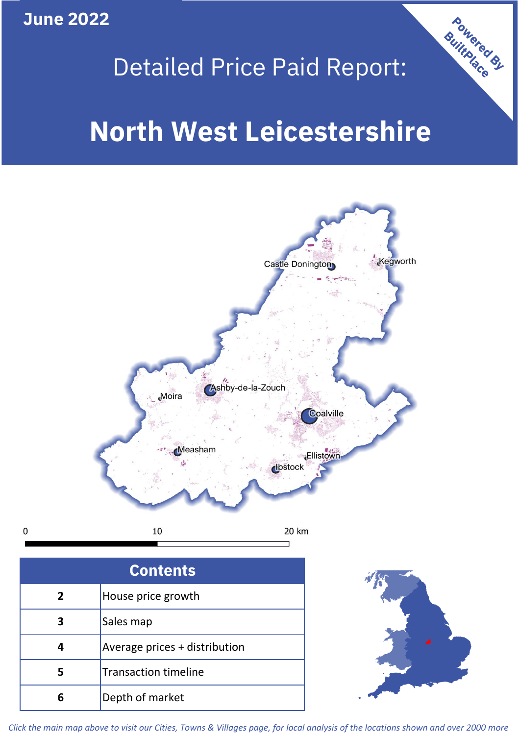June 2022

# Detailed Price Paid Report:

# North West Leicestershire

Powered By BuiltPlace

Castle Donington
Kegworth
Ashby-de-la-Zouch
Moira
Coalville
Measham
Ellistown
Ibstock

0
10
20 km

| Contents | |
|---|---|
| 2 | House price growth |
| 3 | Sales map |
| 4 | Average prices + distribution |
| 5 | Transaction timeline |
| 6 | Depth of market |

*Click the main map above to visit our Cities, Towns & Villages page, for local analysis of the locations shown and over 2000 more*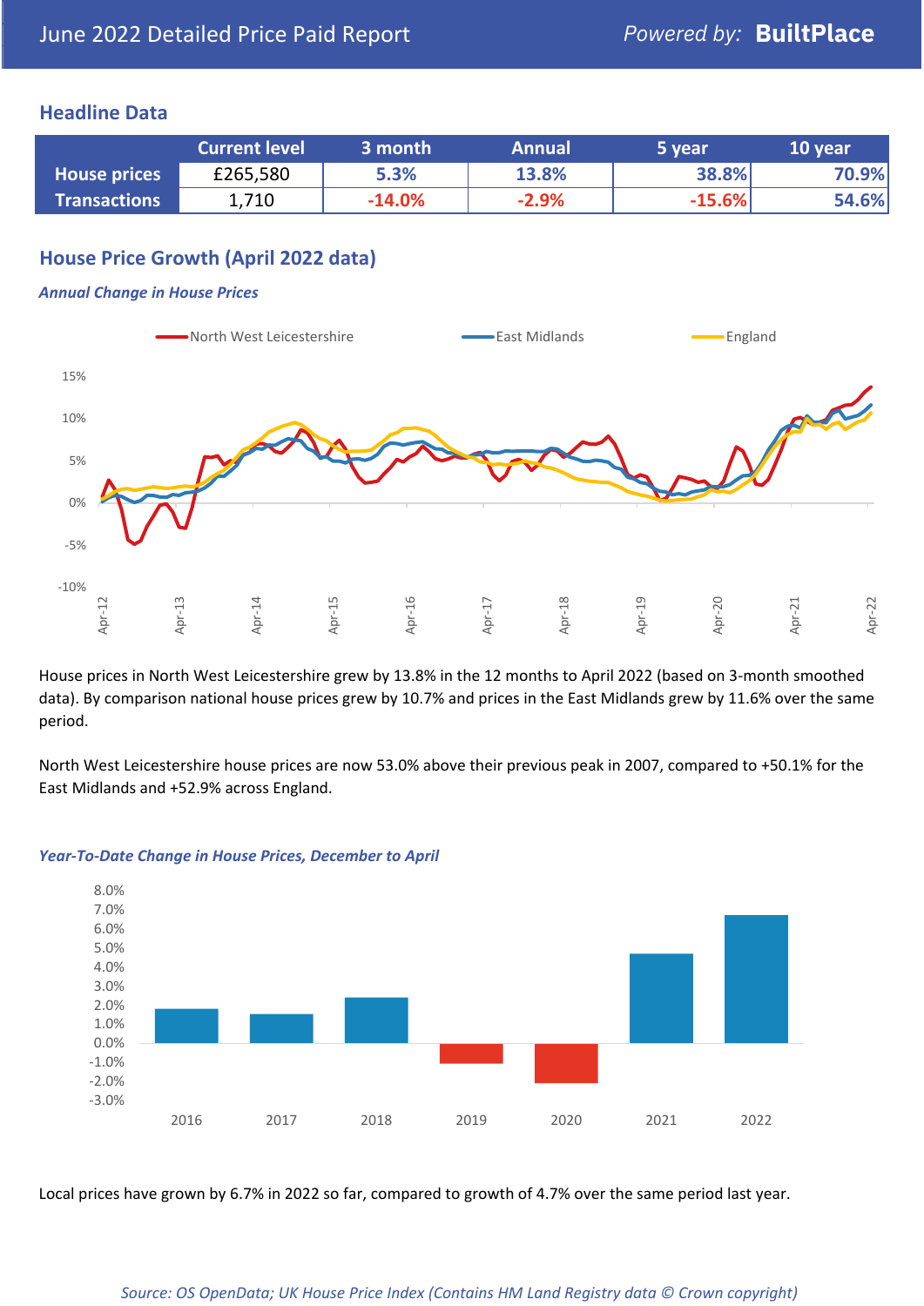June 2022 Detailed Price Paid Report

Powered by: **BuiltPlace**

## Headline Data

| | Current level | 3 month | Annual | 5 year | 10 year |
|---|---|---|---|---|---|
| **House prices** | £265,580 | 5.3% | 13.8% | 38.8% | 70.9% |
| **Transactions** | 1,710 | -14.0% | -2.9% | -15.6% | 54.6% |

## House Price Growth (April 2022 data)

***Annual Change in House Prices***

North West Leicestershire
East Midlands
England

15%
10%
5%
0%
-5%
-10%

Apr-12
Apr-13
Apr-14
Apr-15
Apr-16
Apr-17
Apr-18
Apr-19
Apr-20
Apr-21
Apr-22

House prices in North West Leicestershire grew by 13.8% in the 12 months to April 2022 (based on 3-month smoothed data). By comparison national house prices grew by 10.7% and prices in the East Midlands grew by 11.6% over the same period.

North West Leicestershire house prices are now 53.0% above their previous peak in 2007, compared to +50.1% for the East Midlands and +52.9% across England.

***Year-To-Date Change in House Prices, December to April***

8.0%
7.0%
6.0%
5.0%
4.0%
3.0%
2.0%
1.0%
0.0%
-1.0%
-2.0%
-3.0%

2016
2017
2018
2019
2020
2021
2022

Local prices have grown by 6.7% in 2022 so far, compared to growth of 4.7% over the same period last year.

*Source: OS OpenData; UK House Price Index (Contains HM Land Registry data © Crown copyright)*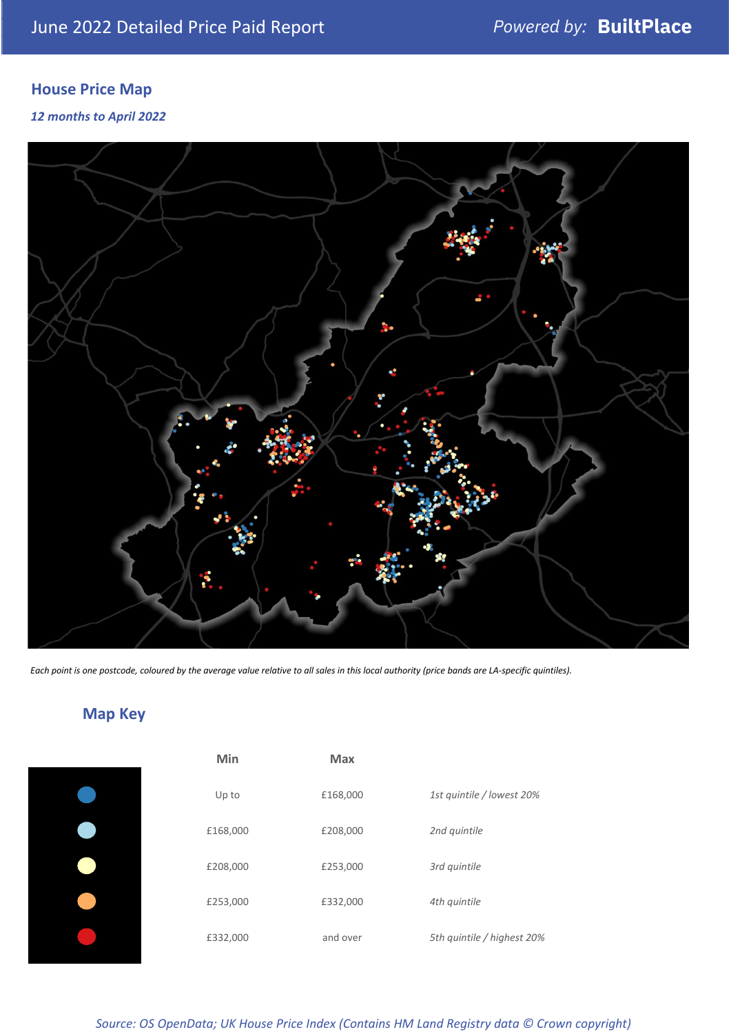## House Price Map

*12 months to April 2022*

*Each point is one postcode, coloured by the average value relative to all sales in this local authority (price bands are LA-specific quintiles).*

## Map Key

| | Min | Max | |
|---|---|---|---|
| ● | Up to | £168,000 | *1st quintile / lowest 20%* |
| ● | £168,000 | £208,000 | *2nd quintile* |
| ● | £208,000 | £253,000 | *3rd quintile* |
| ● | £253,000 | £332,000 | *4th quintile* |
| ● | £332,000 | and over | *5th quintile / highest 20%* |

*Source: OS OpenData; UK House Price Index (Contains HM Land Registry data © Crown copyright)*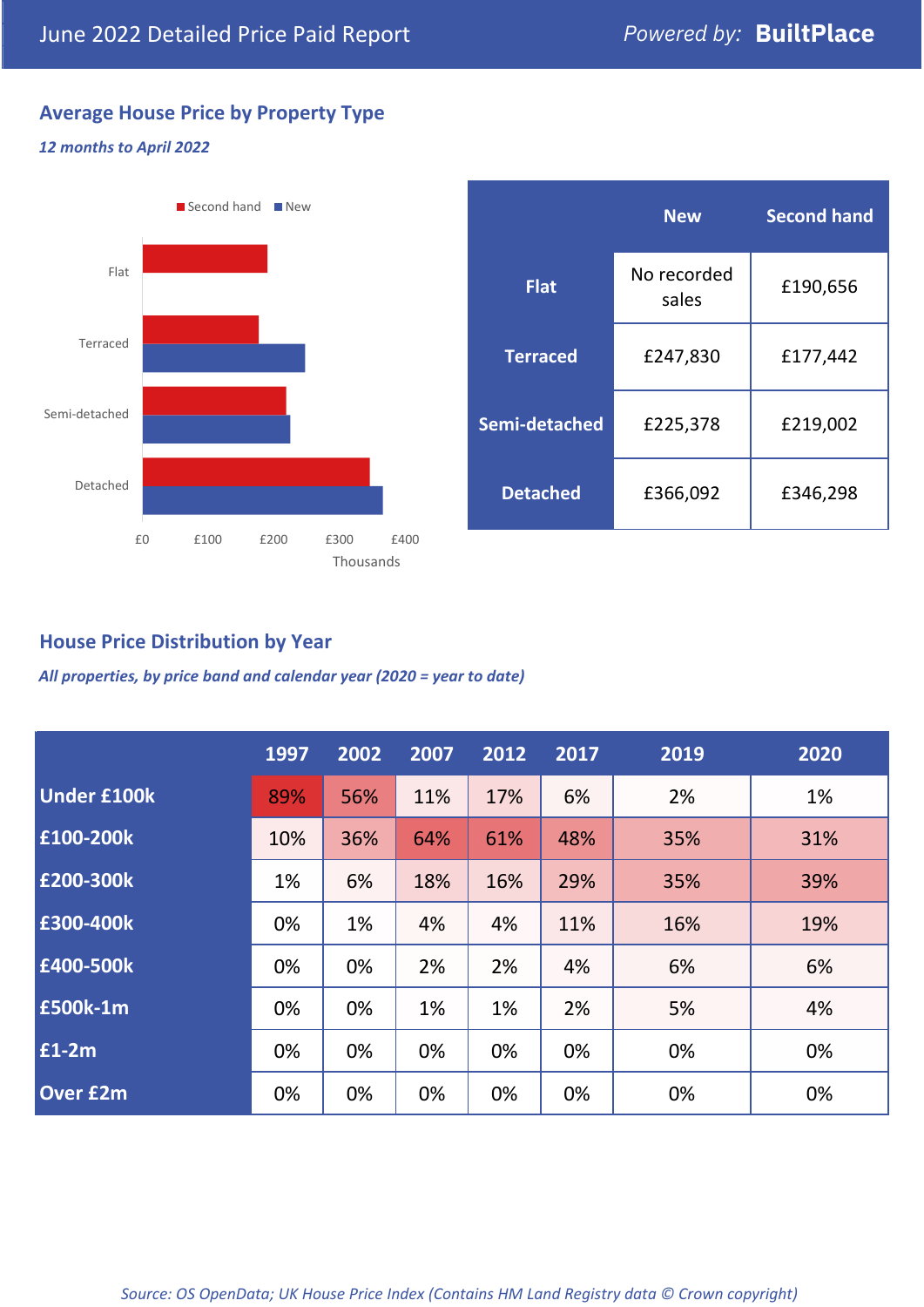June 2022 Detailed Price Paid Report — *Powered by:* **BuiltPlace**

## Average House Price by Property Type

*12 months to April 2022*

Second hand
New

Flat
Terraced
Semi-detached
Detached

£0
£100
£200
£300
£400
Thousands

| | New | Second hand |
|---|---|---|
| **Flat** | No recorded sales | £190,656 |
| **Terraced** | £247,830 | £177,442 |
| **Semi-detached** | £225,378 | £219,002 |
| **Detached** | £366,092 | £346,298 |

## House Price Distribution by Year

*All properties, by price band and calendar year (2020 = year to date)*

| | 1997 | 2002 | 2007 | 2012 | 2017 | 2019 | 2020 |
|---|---|---|---|---|---|---|---|
| **Under £100k** | 89% | 56% | 11% | 17% | 6% | 2% | 1% |
| **£100-200k** | 10% | 36% | 64% | 61% | 48% | 35% | 31% |
| **£200-300k** | 1% | 6% | 18% | 16% | 29% | 35% | 39% |
| **£300-400k** | 0% | 1% | 4% | 4% | 11% | 16% | 19% |
| **£400-500k** | 0% | 0% | 2% | 2% | 4% | 6% | 6% |
| **£500k-1m** | 0% | 0% | 1% | 1% | 2% | 5% | 4% |
| **£1-2m** | 0% | 0% | 0% | 0% | 0% | 0% | 0% |
| **Over £2m** | 0% | 0% | 0% | 0% | 0% | 0% | 0% |

*Source: OS OpenData; UK House Price Index (Contains HM Land Registry data © Crown copyright)*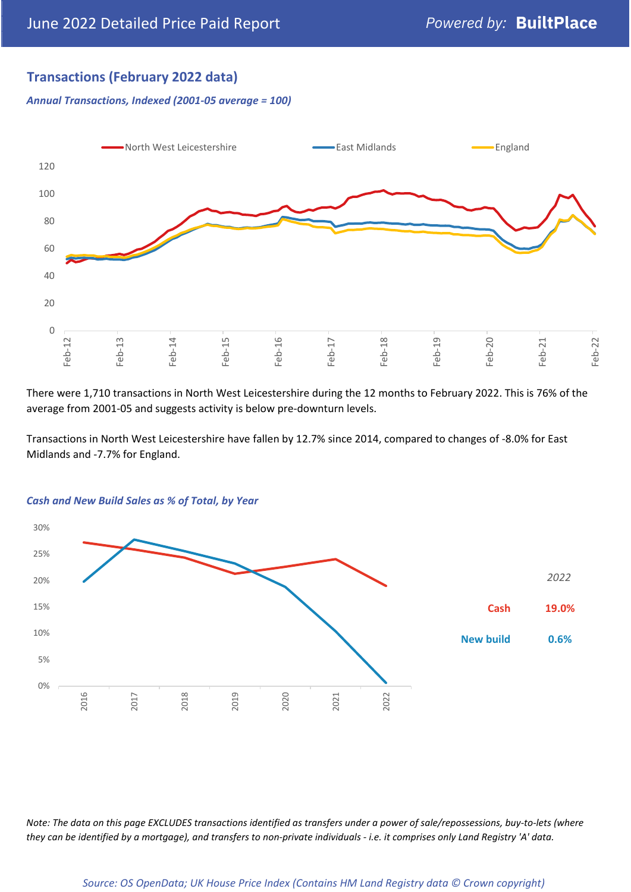## Transactions (February 2022 data)

*Annual Transactions, Indexed (2001-05 average = 100)*

North West Leicestershire
East Midlands
England

120
100
80
60
40
20
0

Feb-12 Feb-13 Feb-14 Feb-15 Feb-16 Feb-17 Feb-18 Feb-19 Feb-20 Feb-21 Feb-22

There were 1,710 transactions in North West Leicestershire during the 12 months to February 2022. This is 76% of the average from 2001-05 and suggests activity is below pre-downturn levels.

Transactions in North West Leicestershire have fallen by 12.7% since 2014, compared to changes of -8.0% for East Midlands and -7.7% for England.

*Cash and New Build Sales as % of Total, by Year*

30%
25%
20%
15%
10%
5%
0%

2016 2017 2018 2019 2020 2021 2022

*2022*

Cash 19.0%

New build 0.6%

*Note: The data on this page EXCLUDES transactions identified as transfers under a power of sale/repossessions, buy-to-lets (where they can be identified by a mortgage), and transfers to non-private individuals - i.e. it comprises only Land Registry 'A' data.*

*Source: OS OpenData; UK House Price Index (Contains HM Land Registry data © Crown copyright)*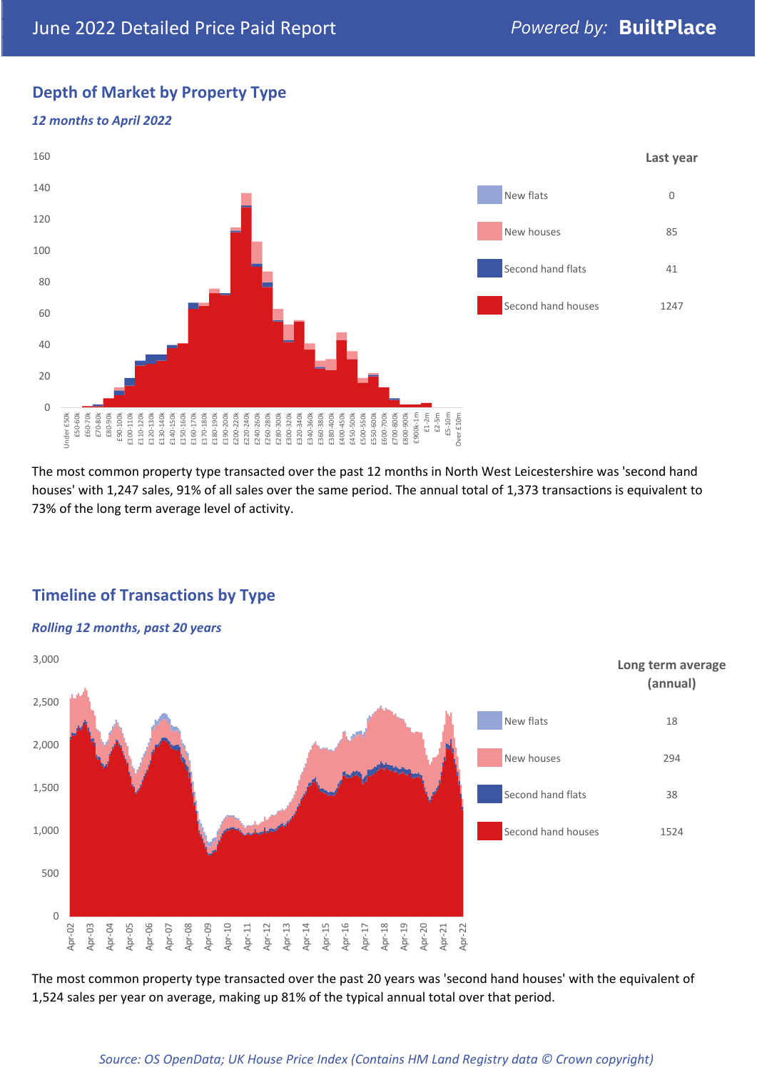June 2022 Detailed Price Paid Report

*Powered by:* **BuiltPlace**

## Depth of Market by Property Type

***12 months to April 2022***

160
140
120
100
80
60
40
20
0

Under £50k, £50-60k, £60-70k, £70-80k, £80-90k, £90-100k, £100-110k, £110-120k, £120-130k, £130-140k, £140-150k, £150-160k, £160-170k, £170-180k, £180-190k, £190-200k, £200-220k, £220-240k, £240-260k, £260-280k, £280-300k, £300-320k, £320-340k, £340-360k, £360-380k, £380-400k, £400-450k, £450-500k, £500-550k, £550-600k, £600-700k, £700-800k, £800-900k, £900k-1m, £1-2m, £2-5m, £5-10m, Over £10m

Last year

New flats 0
New houses 85
Second hand flats 41
Second hand houses 1247

The most common property type transacted over the past 12 months in North West Leicestershire was 'second hand houses' with 1,247 sales, 91% of all sales over the same period. The annual total of 1,373 transactions is equivalent to 73% of the long term average level of activity.

## Timeline of Transactions by Type

***Rolling 12 months, past 20 years***

3,000
2,500
2,000
1,500
1,000
500
0

Apr-02, Apr-03, Apr-04, Apr-05, Apr-06, Apr-07, Apr-08, Apr-09, Apr-10, Apr-11, Apr-12, Apr-13, Apr-14, Apr-15, Apr-16, Apr-17, Apr-18, Apr-19, Apr-20, Apr-21, Apr-22

Long term average (annual)

New flats 18
New houses 294
Second hand flats 38
Second hand houses 1524

The most common property type transacted over the past 20 years was 'second hand houses' with the equivalent of 1,524 sales per year on average, making up 81% of the typical annual total over that period.

*Source: OS OpenData; UK House Price Index (Contains HM Land Registry data © Crown copyright)*